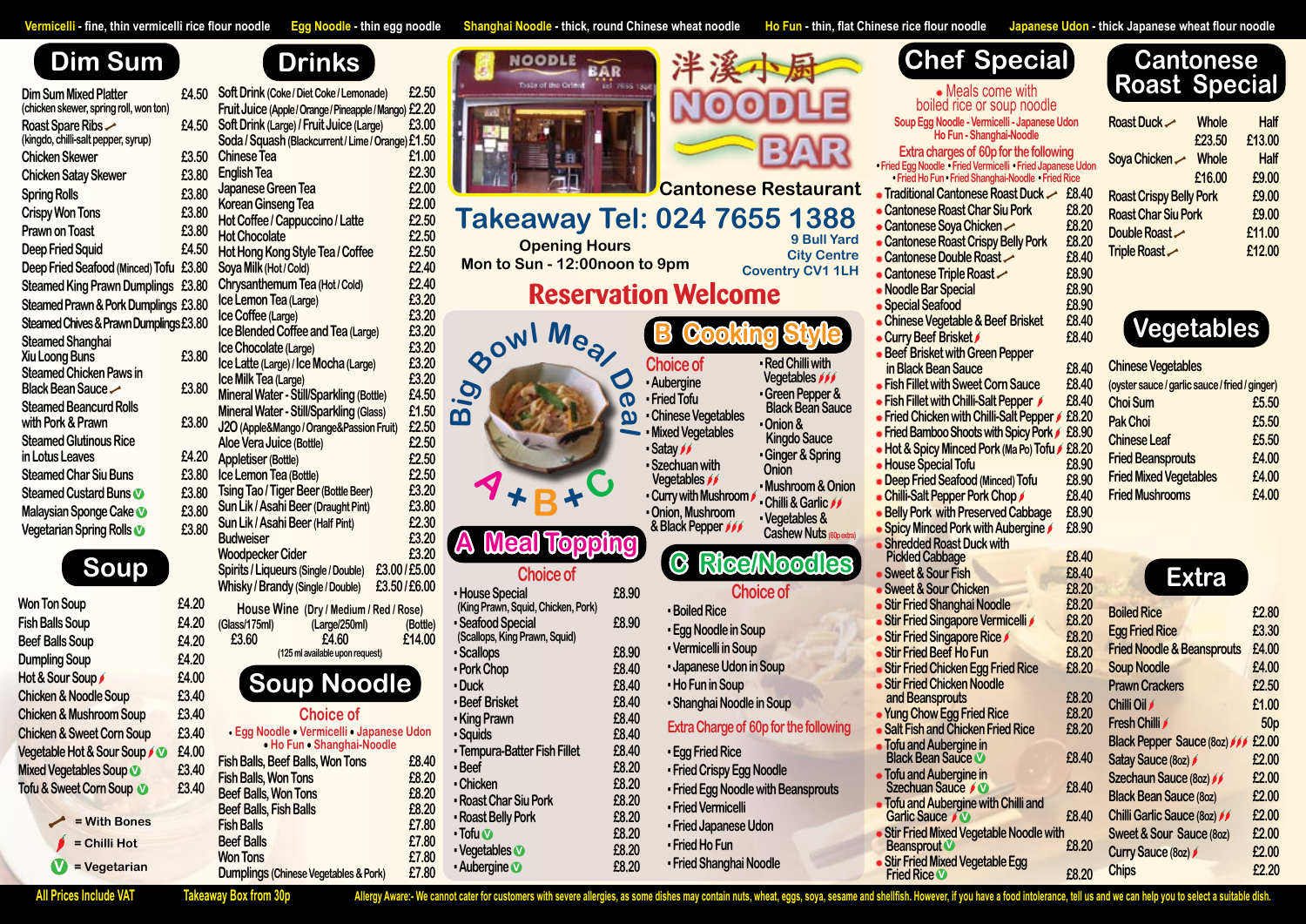**Vermicelli** - fine, thin vermicelli rice flour noodle **Egg Noodle** - thin egg noodle **Shanghai Noodle** - thick, round Chinese wheat noodle **Ho Fun** - thin, flat Chinese rice flour noodle **Japanese Udon** - thick Japanese wheat flour noodle

# 洋溪小厨 NOODLE BAR

Cantonese Restaurant

**Takeaway Tel: 024 7655 1388**

Opening Hours
Mon to Sun - 12:00noon to 9pm

9 Bull Yard
City Centre
Coventry CV1 1LH

**Reservation Welcome**

## Dim Sum

| Item | Price |
|---|---|
| Dim Sum Mixed Platter (chicken skewer, spring roll, won ton) | £4.50 |
| Roast Spare Ribs (With Bones) (kingdo, chilli-salt pepper, syrup) | £4.50 |
| Chicken Skewer | £3.50 |
| Chicken Satay Skewer | £3.80 |
| Spring Rolls | £3.80 |
| Crispy Won Tons | £3.80 |
| Prawn on Toast | £3.80 |
| Deep Fried Squid | £4.50 |
| Deep Fried Seafood (Minced) Tofu | £3.80 |
| Steamed King Prawn Dumplings | £3.80 |
| Steamed Prawn & Pork Dumplings | £3.80 |
| Steamed Chives & Prawn Dumplings | £3.80 |
| Steamed Shanghai Xiu Loong Buns | £3.80 |
| Steamed Chicken Paws in Black Bean Sauce (With Bones) | £3.80 |
| Steamed Beancurd Rolls with Pork & Prawn | £3.80 |
| Steamed Glutinous Rice in Lotus Leaves | £4.20 |
| Steamed Char Siu Buns | £3.80 |
| Steamed Custard Buns (V) | £3.80 |
| Malaysian Sponge Cake (V) | £3.80 |
| Vegetarian Spring Rolls (V) | £3.80 |

## Soup

| Item | Price |
|---|---|
| Won Ton Soup | £4.20 |
| Fish Balls Soup | £4.20 |
| Beef Balls Soup | £4.20 |
| Dumpling Soup | £4.20 |
| Hot & Sour Soup (Chilli Hot) | £4.00 |
| Chicken & Noodle Soup | £3.40 |
| Chicken & Mushroom Soup | £3.40 |
| Chicken & Sweet Corn Soup | £3.40 |
| Vegetable Hot & Sour Soup (Chilli Hot) (V) | £4.00 |
| Mixed Vegetables Soup (V) | £3.40 |
| Tofu & Sweet Corn Soup (V) | £3.40 |

Key: = With Bones; = Chilli Hot; (V) = Vegetarian

## Drinks

| Item | Price |
|---|---|
| Soft Drink (Coke / Diet Coke / Lemonade) | £2.50 |
| Fruit Juice (Apple / Orange / Pineapple / Mango) | £2.20 |
| Soft Drink (Large) / Fruit Juice (Large) | £3.00 |
| Soda / Squash (Blackcurrent / Lime / Orange) | £1.50 |
| Chinese Tea | £1.00 |
| English Tea | £2.30 |
| Japanese Green Tea | £2.00 |
| Korean Ginseng Tea | £2.00 |
| Hot Coffee / Cappuccino / Latte | £2.50 |
| Hot Chocolate | £2.50 |
| Hot Hong Kong Style Tea / Coffee | £2.50 |
| Soya Milk (Hot / Cold) | £2.40 |
| Chrysanthemum Tea (Hot / Cold) | £2.40 |
| Ice Lemon Tea (Large) | £3.20 |
| Ice Coffee (Large) | £3.20 |
| Ice Blended Coffee and Tea (Large) | £3.20 |
| Ice Chocolate (Large) | £3.20 |
| Ice Latte (Large) / Ice Mocha (Large) | £3.20 |
| Ice Milk Tea (Large) | £3.20 |
| Mineral Water - Still/Sparkling (Bottle) | £4.50 |
| Mineral Water - Still/Sparkling (Glass) | £1.50 |
| J2O (Apple&Mango / Orange&Passion Fruit) | £2.50 |
| Aloe Vera Juice (Bottle) | £2.50 |
| Appletiser (Bottle) | £2.50 |
| Ice Lemon Tea (Bottle) | £2.50 |
| Tsing Tao / Tiger Beer (Bottle Beer) | £3.20 |
| Sun Lik / Asahi Beer (Draught Pint) | £3.80 |
| Sun Lik / Asahi Beer (Half Pint) | £2.30 |
| Budweiser | £3.20 |
| Woodpecker Cider | £3.20 |
| Spirits / Liqueurs (Single / Double) | £3.00 / £5.00 |
| Whisky / Brandy (Single / Double) | £3.50 / £6.00 |

House Wine (Dry / Medium / Red / Rose)

| (Glass/175ml) | (Large/250ml) | (Bottle) |
|---|---|---|
| £3.60 | £5.20 | £14.00 |

(125 ml available upon request)

## Soup Noodle

Choice of
• Egg Noodle • Vermicelli • Japanese Udon • Ho Fun • Shanghai-Noodle

| Item | Price |
|---|---|
| Fish Balls, Beef Balls, Won Tons | £8.40 |
| Fish Balls, Won Tons | £8.20 |
| Beef Balls, Won Tons | £8.20 |
| Beef Balls, Fish Balls | £8.20 |
| Fish Balls | £7.80 |
| Beef Balls | £7.80 |
| Won Tons | £7.80 |
| Dumplings (Chinese Vegetables & Pork) | £7.80 |

## Big Bowl Meal Deal A+B+C

## A Meal Topping

Choice of

| Item | Price |
|---|---|
| House Special (King Prawn, Squid, Chicken, Pork) | £8.90 |
| Seafood Special (Scallops, King Prawn, Squid) | £8.90 |
| Scallops | £8.90 |
| Pork Chop | £8.40 |
| Duck | £8.40 |
| Beef Brisket | £8.40 |
| King Prawn | £8.40 |
| Squids | £8.40 |
| Tempura-Batter Fish Fillet | £8.40 |
| Beef | £8.20 |
| Chicken | £8.20 |
| Roast Char Siu Pork | £8.20 |
| Roast Belly Pork | £8.20 |
| Tofu (V) | £8.20 |
| Vegetables (V) | £8.20 |
| Aubergine (V) | £8.20 |

## B Cooking Style

Choice of
- Aubergine
- Fried Tofu
- Chinese Vegetables
- Mixed Vegetables
- Satay (Chilli Hot)
- Szechuan with Vegetables (Chilli Hot)
- Curry with Mushroom (Chilli Hot)
- Onion, Mushroom & Black Pepper (Chilli Hot)
- Red Chilli with Vegetables (Chilli Hot)
- Green Pepper & Black Bean Sauce
- Onion & Kingdo Sauce
- Ginger & Spring Onion
- Mushroom & Onion
- Chilli & Garlic (Chilli Hot)
- Vegetables & Cashew Nuts (60p extra)

## C Rice/Noodles

Choice of
- Boiled Rice
- Egg Noodle in Soup
- Vermicelli in Soup
- Japanese Udon in Soup
- Ho Fun in Soup
- Shanghai Noodle in Soup

Extra Charge of 60p for the following
- Egg Fried Rice
- Fried Crispy Egg Noodle
- Fried Egg Noodle with Beansprouts
- Fried Vermicelli
- Fried Japanese Udon
- Fried Ho Fun
- Fried Shanghai Noodle

## Chef Special

• Meals come with boiled rice or soup noodle
Soup Egg Noodle - Vermicelli - Japanese Udon
Ho Fun - Shanghai-Noodle

Extra charges of 60p for the following
• Fried Egg Noodle • Fried Vermicelli • Fried Japanese Udon • Fried Ho Fun • Fried Shanghai-Noodle • Fried Rice

| Item | Price |
|---|---|
| Traditional Cantonese Roast Duck (With Bones) | £8.40 |
| Cantonese Roast Char Siu Pork | £8.20 |
| Cantonese Soya Chicken (With Bones) | £8.20 |
| Cantonese Roast Crispy Belly Pork | £8.20 |
| Cantonese Double Roast (With Bones) | £8.40 |
| Cantonese Triple Roast (With Bones) | £8.90 |
| Noodle Bar Special | £8.90 |
| Special Seafood | £8.90 |
| Chinese Vegetable & Beef Brisket | £8.40 |
| Curry Beef Brisket (Chilli Hot) | £8.40 |
| Beef Brisket with Green Pepper in Black Bean Sauce | £8.40 |
| Fish Fillet with Sweet Corn Sauce | £8.40 |
| Fish Fillet with Chilli-Salt Pepper (Chilli Hot) | £8.40 |
| Fried Chicken with Chilli-Salt Pepper (Chilli Hot) | £8.20 |
| Fried Bamboo Shoots with Spicy Pork (Chilli Hot) | £8.90 |
| Hot & Spicy Minced Pork (Ma Po) Tofu (Chilli Hot) | £8.20 |
| House Special Tofu | £8.90 |
| Deep Fried Seafood (Minced) Tofu | £8.90 |
| Chilli-Salt Pepper Pork Chop (Chilli Hot) | £8.40 |
| Belly Pork with Preserved Cabbage | £8.90 |
| Spicy Minced Pork with Aubergine (Chilli Hot) | £8.90 |
| Shredded Roast Duck with Pickled Cabbage | £8.40 |
| Sweet & Sour Fish | £8.40 |
| Sweet & Sour Chicken | £8.20 |
| Stir Fried Shanghai Noodle | £8.20 |
| Stir Fried Singapore Vermicelli (Chilli Hot) | £8.20 |
| Stir Fried Singapore Rice (Chilli Hot) | £8.20 |
| Stir Fried Beef Ho Fun | £8.20 |
| Stir Fried Chicken Egg Fried Rice | £8.20 |
| Stir Fried Chicken Noodle and Beansprouts | £8.20 |
| Yung Chow Egg Fried Rice | £8.20 |
| Salt Fish and Chicken Fried Rice | £8.20 |
| Tofu and Aubergine in Black Bean Sauce (V) | £8.40 |
| Tofu and Aubergine in Szechuan Sauce (Chilli Hot) (V) | £8.40 |
| Tofu and Aubergine with Chilli and Garlic Sauce (Chilli Hot) (V) | £8.40 |
| Stir Fried Mixed Vegetable Noodle with Beansprout (V) | £8.20 |
| Stir Fried Mixed Vegetable Egg Fried Rice (V) | £8.20 |

## Cantonese Roast Special

| Item | Whole | Half |
|---|---|---|
| Roast Duck (With Bones) | £23.50 | £13.00 |
| Soya Chicken (With Bones) | £16.00 | £9.00 |

| Item | Price |
|---|---|
| Roast Crispy Belly Pork | £9.00 |
| Roast Char Siu Pork | £9.00 |
| Double Roast (With Bones) | £11.00 |
| Triple Roast (With Bones) | £12.00 |

## Vegetables

Chinese Vegetables
(oyster sauce / garlic sauce / fried / ginger)

| Item | Price |
|---|---|
| Choi Sum | £5.50 |
| Pak Choi | £5.50 |
| Chinese Leaf | £5.50 |
| Fried Beansprouts | £4.00 |
| Fried Mixed Vegetables | £4.00 |
| Fried Mushrooms | £4.00 |

## Extra

| Item | Price |
|---|---|
| Boiled Rice | £2.80 |
| Egg Fried Rice | £3.30 |
| Fried Noodle & Beansprouts | £4.00 |
| Soup Noodle | £4.00 |
| Prawn Crackers | £2.50 |
| Chilli Oil (Chilli Hot) | £1.00 |
| Fresh Chilli (Chilli Hot) | 50p |
| Black Pepper Sauce (8oz) (Chilli Hot) | £2.00 |
| Satay Sauce (8oz) (Chilli Hot) | £2.00 |
| Szechaun Sauce (8oz) (Chilli Hot) | £2.00 |
| Black Bean Sauce (8oz) | £2.00 |
| Chilli Garlic Sauce (8oz) (Chilli Hot) | £2.00 |
| Sweet & Sour Sauce (8oz) | £2.00 |
| Curry Sauce (8oz) (Chilli Hot) | £2.00 |
| Chips | £2.20 |

All Prices Include VAT    Takeaway Box from 30p

Allergy Aware:- We cannot cater for customers with severe allergies, as some dishes may contain nuts, wheat, eggs, soya, sesame and shellfish. However, if you have a food intolerance, tell us and we can help you to select a suitable dish.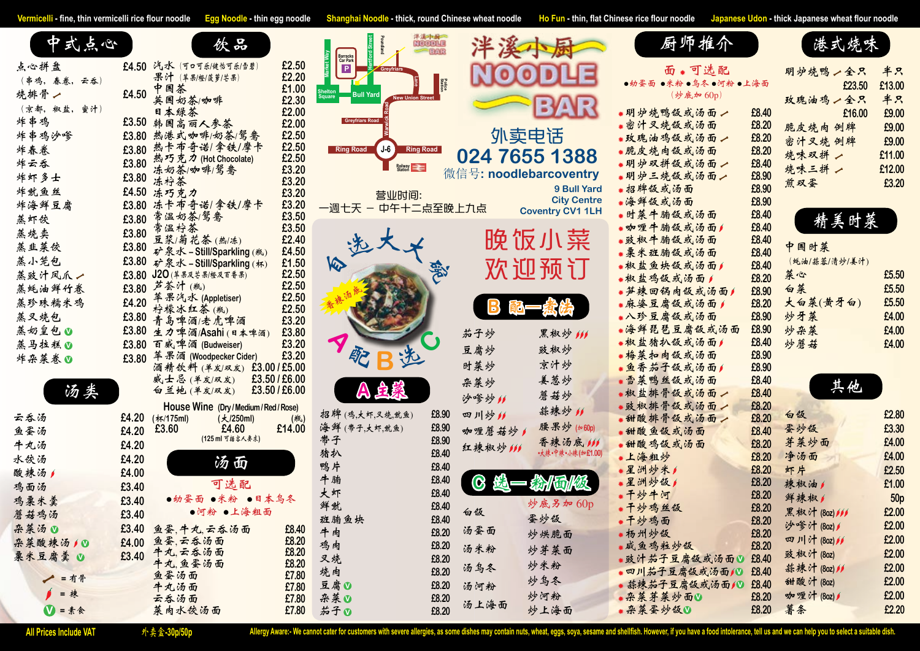**Vermicelli** - fine, thin vermicelli rice flour noodle　**Egg Noodle** - thin egg noodle　**Shanghai Noodle** - thick, round Chinese wheat noodle　**Ho Fun** - thin, flat Chinese rice flour noodle　**Japanese Udon** - thick Japanese wheat flour noodle

## 中式点心

| | |
|---|---|
| 点心拼盘（串鸡，春卷，云吞） | £4.50 |
| 烧排骨 🦴（京都，椒盐，蜜汁） | £4.50 |
| 炸串鸡 | £3.50 |
| 炸串鸡沙嗲 | £3.80 |
| 炸春卷 | £3.80 |
| 炸云吞 | £3.80 |
| 炸虾多士 | £3.80 |
| 炸鱿鱼丝 | £4.50 |
| 炸海鲜豆腐 | £3.80 |
| 蒸虾饺 | £3.80 |
| 蒸烧卖 | £3.80 |
| 蒸韭菜饺 | £3.80 |
| 蒸小笼包 | £3.80 |
| 蒸豉汁凤爪 🦴 | £3.80 |
| 蒸蚝油鲜竹卷 | £3.80 |
| 蒸珍珠糯米鸡 | £4.20 |
| 蒸叉烧包 | £3.80 |
| 蒸奶皇包 Ⓥ | £3.80 |
| 蒸马拉糕 Ⓥ | £3.80 |
| 炸杂菜卷 Ⓥ | £3.80 |

## 汤类

| | |
|---|---|
| 云吞汤 | £4.20 |
| 鱼蛋汤 | £4.20 |
| 牛丸汤 | £4.20 |
| 水饺汤 | £4.20 |
| 酸辣汤 🌶 | £4.00 |
| 鸡面汤 | £3.40 |
| 鸡粟米羹 | £3.40 |
| 蘑菇鸡汤 | £3.40 |
| 杂菜汤 Ⓥ | £3.40 |
| 杂菜酸辣汤 🌶 Ⓥ | £4.00 |
| 粟米豆腐羹 Ⓥ | £3.40 |

🦴 = 有骨
🌶 = 辣
Ⓥ = 素食

## 饮品

| | |
|---|---|
| 汽水（可口可乐/健怡可乐/雪碧） | £2.50 |
| 果汁（苹果/橙/菠萝/芒果） | £2.20 |
| 中国茶 | £1.00 |
| 英国奶茶/咖啡 | £2.30 |
| 日本绿茶 | £2.00 |
| 韩国高丽人参茶 | £2.00 |
| 热港式咖啡/奶茶/鸳鸯 | £2.50 |
| 热卡布奇诺/拿铁/摩卡 | £2.50 |
| 热巧克力 (Hot Chocolate) | £2.50 |
| 冻奶茶/咖啡/鸳鸯 | £3.20 |
| 冻柠茶 | £3.20 |
| 冻巧克力 | £3.20 |
| 冻卡布奇诺/拿铁/摩卡 | £3.20 |
| 常温奶茶/鸳鸯 | £3.50 |
| 常温柠茶 | £3.50 |
| 豆浆/菊花茶（热/冻） | £2.40 |
| 矿泉水 – Still/Sparkling（瓶） | £4.50 |
| 矿泉水 – Still/Sparkling（杯） | £1.50 |
| J2O（苹果及芒果/橙及百香果） | £2.50 |
| 芦荟汁（瓶） | £2.50 |
| 苹果汽水 (Appletiser) | £2.50 |
| 柠檬冰红茶（瓶） | £2.50 |
| 青岛啤酒/老虎啤酒 | £3.20 |
| 生力啤酒/Asahi（日本啤酒） | £3.80 |
| 百威啤酒 (Budweiser) | £3.20 |
| 苹果酒 (Woodpecker Cider) | £3.20 |
| 酒精饮料（单发/双发） | £3.00 / £5.00 |
| 威士忌（单发/双发） | £3.50 / £6.00 |
| 白兰地（单发/双发） | £3.50 / £6.00 |

House Wine (Dry / Medium / Red / Rose)

| (杯/175ml) | (大/250ml) | (瓶) |
|---|---|---|
| £3.60 | £4.60 | £14.00 |

(125 ml 可按客人要求)

## 汤面

**可选配**
●幼蛋面 ●米粉 ●日本乌冬
●河粉 ●上海粗面

| | |
|---|---|
| 鱼蛋，牛丸，云吞汤面 | £8.40 |
| 鱼蛋，云吞汤面 | £8.20 |
| 牛丸，云吞汤面 | £8.20 |
| 牛丸，鱼蛋汤面 | £8.20 |
| 鱼蛋汤面 | £7.80 |
| 牛丸汤面 | £7.80 |
| 云吞汤面 | £7.80 |
| 菜肉水饺汤面 | £7.80 |

# 洋溪小厨 NOODLE BAR

Barracks Car Park, Market Way, Hertford Street, Poundland, Greyfriars, Shelton Square, Bull Yard, New Union Street, Greyfriars Road, Warwick Road, Ring Road, J-6, Railway Station

外卖电话
**024 7655 1388**
微信号: **noodlebarcoventry**

9 Bull Yard
City Centre
Coventry CV1 1LH

营业时间:
一周七天 – 中午十二点至晚上九点

## 自选大大碗

香辣汤底

A配B选C

### A 主菜

| | |
|---|---|
| 招牌（鸡,大虾,叉烧,鱿鱼） | £8.90 |
| 海鲜（带子,大虾,鱿鱼） | £8.90 |
| 带子 | £8.90 |
| 猪扒 | £8.40 |
| 鸭片 | £8.40 |
| 牛腩 | £8.40 |
| 大虾 | £8.40 |
| 鲜鱿 | £8.40 |
| 斑腩鱼块 | £8.40 |
| 牛肉 | £8.20 |
| 鸡肉 | £8.20 |
| 叉烧 | £8.20 |
| 烧肉 | £8.20 |
| 豆腐 Ⓥ | £8.20 |
| 杂菜 Ⓥ | £8.20 |
| 茄子 Ⓥ | £8.20 |

## 晚饭小菜 欢迎预订

### B 配—煮法

| | |
|---|---|
| 茄子炒 | 黑椒炒 🌶🌶🌶 |
| 豆腐炒 | 豉椒炒 |
| 时菜炒 | 京汁炒 |
| 杂菜炒 | 姜葱炒 |
| 沙嗲炒 🌶🌶 | 蘑菇炒 |
| 四川炒 🌶🌶 | 蒜辣炒 🌶🌶 |
| 咖喱蘑菇炒 🌶 | 腰果炒（加60p） |
| 红辣椒炒 🌶🌶🌶 | 香辣汤底 🌶🌶🌶 |

*大辣·中辣·小辣（加£1.00）

### C 选—粉/面/饭

炒底另加 60p

| | |
|---|---|
| 白饭 | 蛋炒饭 |
| 汤蛋面 | 炒烘脆面 |
| 汤米粉 | 炒芽菜面 |
| 汤乌冬 | 炒米粉 |
| 汤河粉 | 炒乌冬 |
| 汤上海面 | 炒河粉 |
| | 炒上海面 |

## 厨师推介

**面，可选配**
●幼蛋面 ●米粉 ●乌冬 ●河粉 ●上海面
（炒底加 60p）

| | |
|---|---|
| 明炉烧鸭饭或汤面 🦴 | £8.40 |
| 密汁叉烧饭或汤面 | £8.20 |
| 玫瑰油鸡饭或汤面 🦴 | £8.20 |
| 脆皮烧肉饭或汤面 | £8.20 |
| 明炉双拼饭或汤面 🦴 | £8.40 |
| 明炉三烧饭或汤面 🦴 | £8.90 |
| 招牌饭或汤面 | £8.90 |
| 海鲜饭或汤面 | £8.90 |
| 时菜牛腩饭或汤面 | £8.40 |
| 咖喱牛腩饭或汤面 🌶 | £8.40 |
| 豉椒牛腩饭或汤面 | £8.40 |
| 粟米斑腩饭或汤面 | £8.40 |
| 椒盐鱼块饭或汤面 🌶 | £8.40 |
| 椒盐鸡饭或汤面 🌶 | £8.20 |
| 笋辣回锅肉饭或汤面 🌶 | £8.90 |
| 麻婆豆腐饭或汤面 🌶 | £8.20 |
| 八珍豆腐饭或汤面 | £8.90 |
| 海鲜琵琶豆腐饭或汤面 | £8.90 |
| 椒盐猪扒饭或汤面 🌶 | £8.40 |
| 梅菜扣肉饭或汤面 | £8.90 |
| 鱼香茄子饭或汤面 🌶 | £8.90 |
| 雪菜鸭丝饭或汤面 | £8.40 |
| 椒盐排骨饭或汤面 🦴 | £8.40 |
| 豉椒排骨饭或汤面 🦴 | £8.20 |
| 甜酸排骨饭或汤面 🦴 | £8.20 |
| 甜酸鱼饭或汤面 | £8.40 |
| 甜酸鸡饭或汤面 | £8.20 |
| 上海粗炒 | £8.20 |
| 星洲炒米 🌶 | £8.20 |
| 星洲炒饭 🌶 | £8.20 |
| 干炒牛河 | £8.20 |
| 干炒鸡丝饭 | £8.20 |
| 干炒鸡面 | £8.20 |
| 杨州炒饭 | £8.20 |
| 咸鱼鸡粒炒饭 | £8.20 |
| 豉汁茄子豆腐饭或汤面 Ⓥ | £8.40 |
| 四川茄子豆腐饭或汤面 🌶 Ⓥ | £8.40 |
| 蒜辣茄子豆腐饭或汤面 🌶 Ⓥ | £8.40 |
| 杂菜芽菜炒面 Ⓥ | £8.20 |
| 杂菜蛋炒饭 Ⓥ | £8.20 |

## 港式烧味

| | 全只 | 半只 |
|---|---|---|
| 明炉烧鸭 🦴 | £23.50 | £13.00 |
| 玫瑰油鸡 🦴 | £16.00 | £9.00 |

| | |
|---|---|
| 脆皮烧肉 例牌 | £9.00 |
| 密汁叉烧 例牌 | £9.00 |
| 烧味双拼 🦴 | £11.00 |
| 烧味三拼 🦴 | £12.00 |
| 煎双蛋 | £3.20 |

## 精美时菜

中国时菜
（蚝油/蒜茸/清炒/姜汁）

| | |
|---|---|
| 菜心 | £5.50 |
| 白菜 | £5.50 |
| 大白菜(黄芽白) | £5.50 |
| 炒芽菜 | £4.00 |
| 炒杂菜 | £4.00 |
| 炒蘑菇 | £4.00 |

## 其他

| | |
|---|---|
| 白饭 | £2.80 |
| 蛋炒饭 | £3.30 |
| 芽菜炒面 | £4.00 |
| 净汤面 | £4.00 |
| 虾片 | £2.50 |
| 辣椒油 🌶 | £1.00 |
| 鲜辣椒 🌶 | 50p |
| 黑椒汁 (8oz) 🌶🌶🌶 | £2.00 |
| 沙嗲汁 (8oz) 🌶 | £2.00 |
| 四川汁 (8oz) 🌶🌶 | £2.00 |
| 豉椒汁 (8oz) | £2.00 |
| 蒜辣汁 (8oz) 🌶🌶 | £2.00 |
| 甜酸汁 (8oz) | £2.00 |
| 咖喱汁 (8oz) 🌶 | £2.00 |
| 薯条 | £2.20 |

All Prices Include VAT　外卖盒-30p/50p　Allergy Aware:- We cannot cater for customers with severe allergies, as some dishes may contain nuts, wheat, eggs, soya, sesame and shellfish. However, if you have a food intolerance, tell us and we can help you to select a suitable dish.